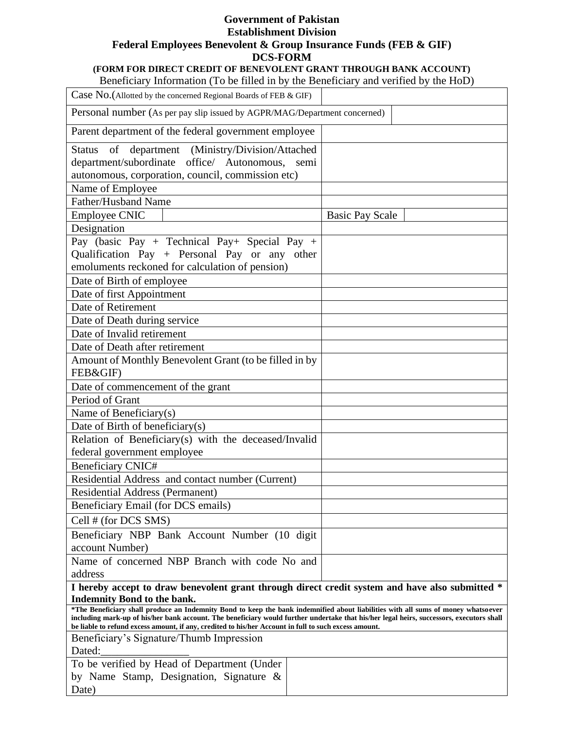**Government of Pakistan**
**Establishment Division**
**Federal Employees Benevolent & Group Insurance Funds (FEB & GIF)**
**DCS-FORM**
**(FORM FOR DIRECT CREDIT OF BENEVOLENT GRANT THROUGH BANK ACCOUNT)**

Beneficiary Information (To be filled in by the Beneficiary and verified by the HoD)

| | | | |
|---|---|---|---|
| Case No.(Allotted by the concerned Regional Boards of FEB & GIF) | | | |
| Personal number (As per pay slip issued by AGPR/MAG/Department concerned) | | | |
| Parent department of the federal government employee | | | |
| Status of department (Ministry/Division/Attached department/subordinate office/ Autonomous, semi autonomous, corporation, council, commission etc) | | | |
| Name of Employee | | | |
| Father/Husband Name | | | |
| Employee CNIC | | Basic Pay Scale | |
| Designation | | | |
| Pay (basic Pay + Technical Pay+ Special Pay + Qualification Pay + Personal Pay or any other emoluments reckoned for calculation of pension) | | | |
| Date of Birth of employee | | | |
| Date of first Appointment | | | |
| Date of Retirement | | | |
| Date of Death during service | | | |
| Date of Invalid retirement | | | |
| Date of Death after retirement | | | |
| Amount of Monthly Benevolent Grant (to be filled in by FEB&GIF) | | | |
| Date of commencement of the grant | | | |
| Period of Grant | | | |
| Name of Beneficiary(s) | | | |
| Date of Birth of beneficiary(s) | | | |
| Relation of Beneficiary(s) with the deceased/Invalid federal government employee | | | |
| Beneficiary CNIC# | | | |
| Residential Address and contact number (Current) | | | |
| Residential Address (Permanent) | | | |
| Beneficiary Email (for DCS emails) | | | |
| Cell # (for DCS SMS) | | | |
| Beneficiary NBP Bank Account Number (10 digit account Number) | | | |
| Name of concerned NBP Branch with code No and address | | | |

**I hereby accept to draw benevolent grant through direct credit system and have also submitted * Indemnity Bond to the bank.**

***The Beneficiary shall produce an Indemnity Bond to keep the bank indemnified about liabilities with all sums of money whatsoever including mark-up of his/her bank account. The beneficiary would further undertake that his/her legal heirs, successors, executors shall be liable to refund excess amount, if any, credited to his/her Account in full to such excess amount.**

Beneficiary's Signature/Thumb Impression

Dated:________________

| | |
|---|---|
| To be verified by Head of Department (Under by Name Stamp, Designation, Signature & Date) | |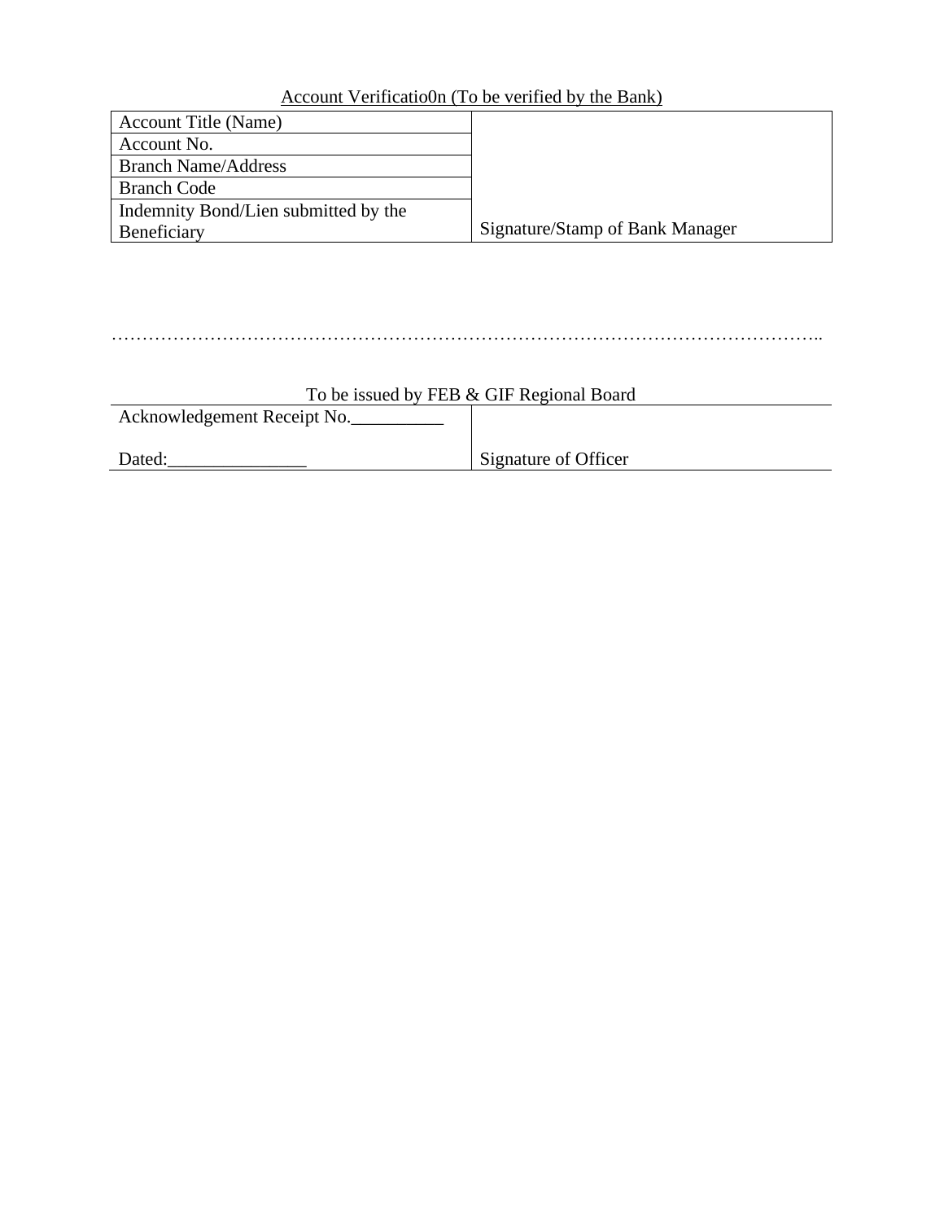Account Verificatio0n (To be verified by the Bank)

| | |
|---|---|
| Account Title (Name) | |
| Account No. | |
| Branch Name/Address | |
| Branch Code | |
| Indemnity Bond/Lien submitted by the Beneficiary | Signature/Stamp of Bank Manager |

……………………………………………………………………………………………………..

To be issued by FEB & GIF Regional Board

| | |
|---|---|
| Acknowledgement Receipt No.__________<br><br>Dated:_______________ | Signature of Officer |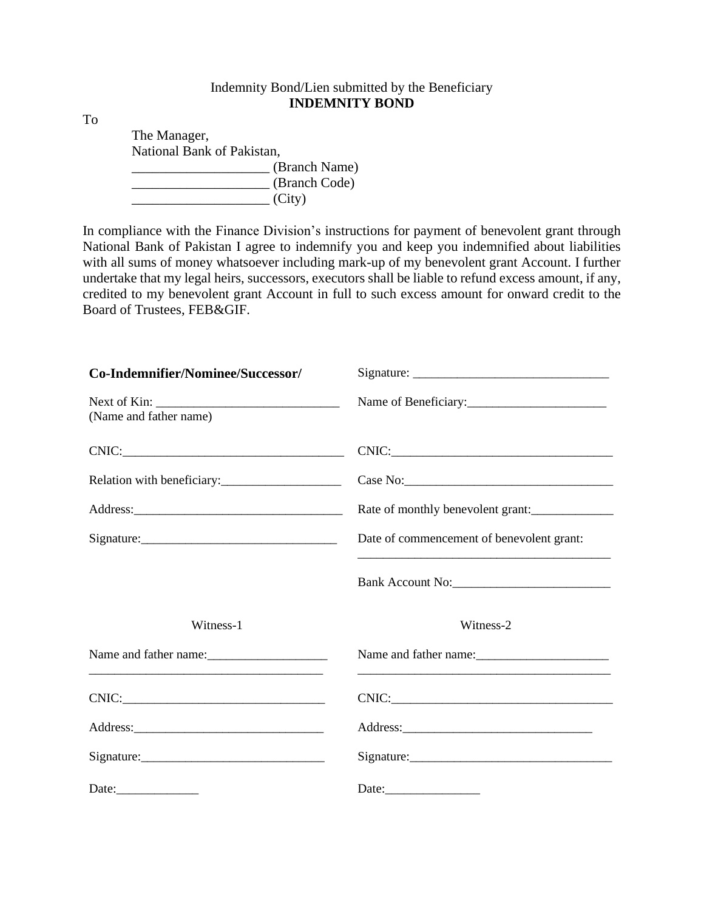Indemnity Bond/Lien submitted by the Beneficiary

**INDEMNITY BOND**

To

The Manager,
National Bank of Pakistan,
____________________ (Branch Name)
____________________ (Branch Code)
____________________ (City)

In compliance with the Finance Division's instructions for payment of benevolent grant through National Bank of Pakistan I agree to indemnify you and keep you indemnified about liabilities with all sums of money whatsoever including mark-up of my benevolent grant Account. I further undertake that my legal heirs, successors, executors shall be liable to refund excess amount, if any, credited to my benevolent grant Account in full to such excess amount for onward credit to the Board of Trustees, FEB&GIF.

**Co-Indemnifier/Nominee/Successor/**

Next of Kin: _____________________________
(Name and father name)

CNIC:___________________________________

Relation with beneficiary:___________________

Address:_________________________________

Signature:_______________________________

Signature: _______________________________

Name of Beneficiary:______________________

CNIC:___________________________________

Case No:_________________________________

Rate of monthly benevolent grant:_____________

Date of commencement of benevolent grant:
_________________________________________

Bank Account No:_________________________

Witness-1

Name and father name:___________________
______________________________________

CNIC:________________________________

Address:______________________________

Signature:_____________________________

Date:_____________

Witness-2

Name and father name:_____________________
_________________________________________

CNIC:___________________________________

Address:_______________________________

Signature:_______________________________

Date:_______________